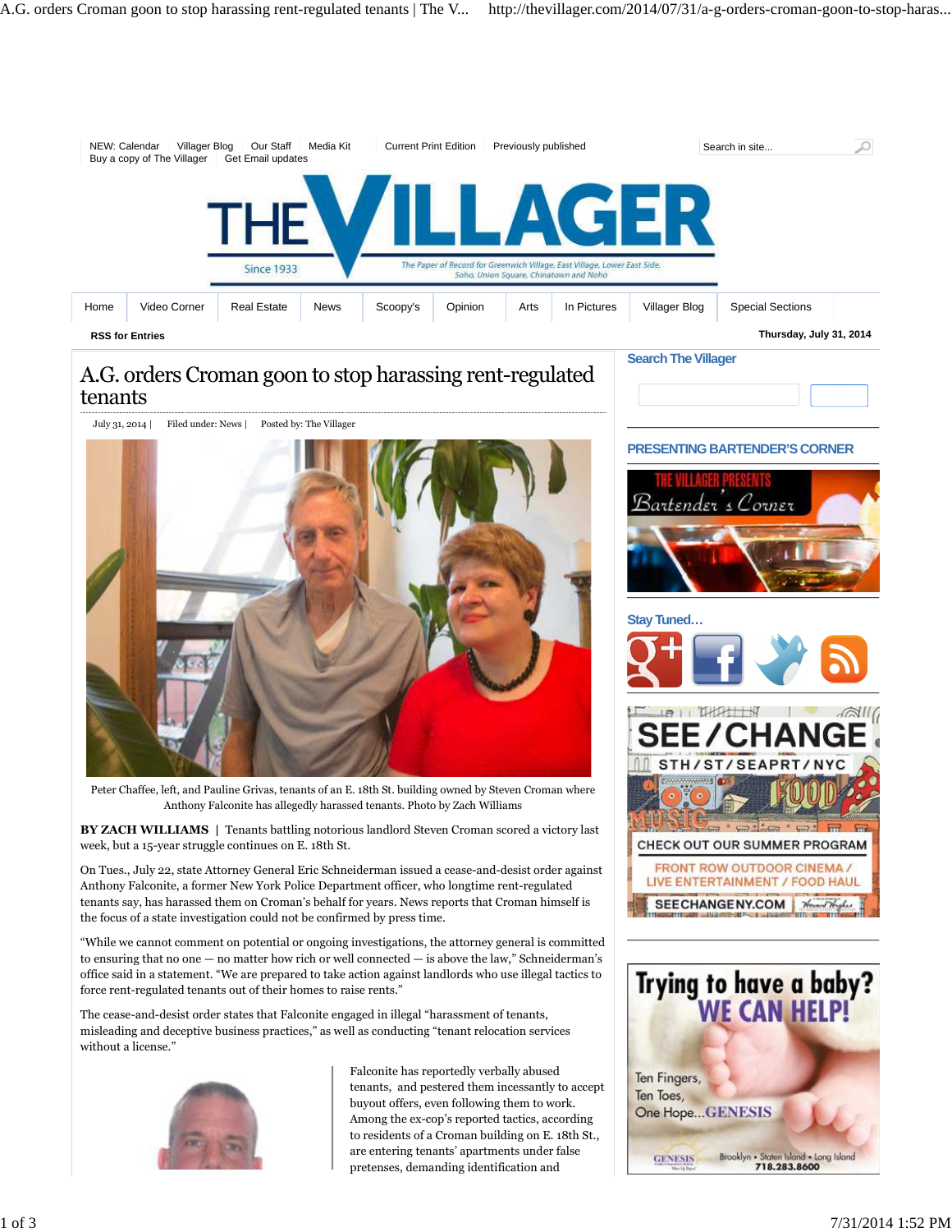# A.G. orders Croman goon to stop harassing rent-regulated tenants

July 31, 2014 | Filed under: News | Posted by: The Villager

Peter Chaffee, left, and Pauline Grivas, tenants of an E. 18th St. building owned by Steven Croman where Anthony Falconite has allegedly harassed tenants. Photo by Zach Williams

**BY ZACH WILLIAMS** | Tenants battling notorious landlord Steven Croman scored a victory last week, but a 15-year struggle continues on E. 18th St.

On Tues., July 22, state Attorney General Eric Schneiderman issued a cease-and-desist order against Anthony Falconite, a former New York Police Department officer, who longtime rent-regulated tenants say, has harassed them on Croman's behalf for years. News reports that Croman himself is the focus of a state investigation could not be confirmed by press time.

"While we cannot comment on potential or ongoing investigations, the attorney general is committed to ensuring that no one — no matter how rich or well connected — is above the law," Schneiderman's office said in a statement. "We are prepared to take action against landlords who use illegal tactics to force rent-regulated tenants out of their homes to raise rents."

The cease-and-desist order states that Falconite engaged in illegal "harassment of tenants, misleading and deceptive business practices," as well as conducting "tenant relocation services without a license."

Falconite has reportedly verbally abused tenants, and pestered them incessantly to accept buyout offers, even following them to work. Among the ex-cop's reported tactics, according to residents of a Croman building on E. 18th St., are entering tenants' apartments under false pretenses, demanding identification and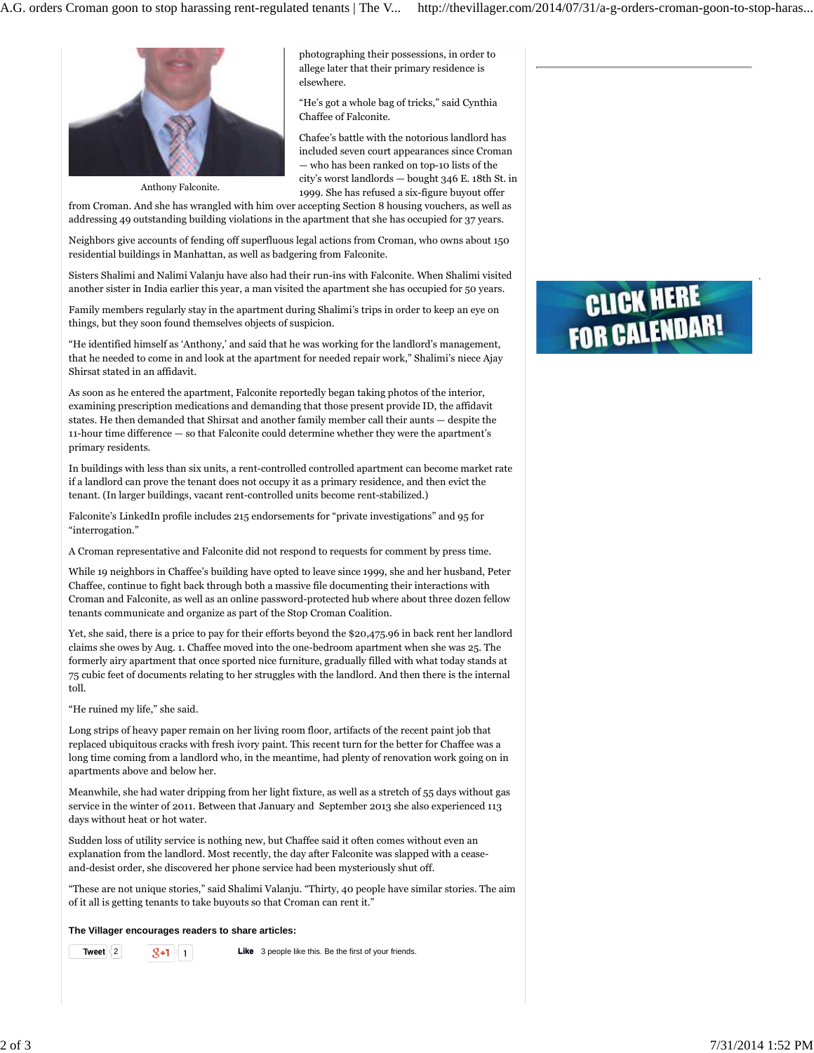Anthony Falconite.

photographing their possessions, in order to allege later that their primary residence is elsewhere.

"He's got a whole bag of tricks," said Cynthia Chaffee of Falconite.

Chafee's battle with the notorious landlord has included seven court appearances since Croman — who has been ranked on top-10 lists of the city's worst landlords — bought 346 E. 18th St. in 1999. She has refused a six-figure buyout offer from Croman. And she has wrangled with him over accepting Section 8 housing vouchers, as well as addressing 49 outstanding building violations in the apartment that she has occupied for 37 years.

Neighbors give accounts of fending off superfluous legal actions from Croman, who owns about 150 residential buildings in Manhattan, as well as badgering from Falconite.

Sisters Shalimi and Nalimi Valanju have also had their run-ins with Falconite. When Shalimi visited another sister in India earlier this year, a man visited the apartment she has occupied for 50 years.

Family members regularly stay in the apartment during Shalimi's trips in order to keep an eye on things, but they soon found themselves objects of suspicion.

"He identified himself as 'Anthony,' and said that he was working for the landlord's management, that he needed to come in and look at the apartment for needed repair work," Shalimi's niece Ajay Shirsat stated in an affidavit.

As soon as he entered the apartment, Falconite reportedly began taking photos of the interior, examining prescription medications and demanding that those present provide ID, the affidavit states. He then demanded that Shirsat and another family member call their aunts — despite the 11-hour time difference — so that Falconite could determine whether they were the apartment's primary residents.

In buildings with less than six units, a rent-controlled controlled apartment can become market rate if a landlord can prove the tenant does not occupy it as a primary residence, and then evict the tenant. (In larger buildings, vacant rent-controlled units become rent-stabilized.)

Falconite's LinkedIn profile includes 215 endorsements for "private investigations" and 95 for "interrogation."

A Croman representative and Falconite did not respond to requests for comment by press time.

While 19 neighbors in Chaffee's building have opted to leave since 1999, she and her husband, Peter Chaffee, continue to fight back through both a massive file documenting their interactions with Croman and Falconite, as well as an online password-protected hub where about three dozen fellow tenants communicate and organize as part of the Stop Croman Coalition.

Yet, she said, there is a price to pay for their efforts beyond the $20,475.96 in back rent her landlord claims she owes by Aug. 1. Chaffee moved into the one-bedroom apartment when she was 25. The formerly airy apartment that once sported nice furniture, gradually filled with what today stands at 75 cubic feet of documents relating to her struggles with the landlord. And then there is the internal toll.

"He ruined my life," she said.

Long strips of heavy paper remain on her living room floor, artifacts of the recent paint job that replaced ubiquitous cracks with fresh ivory paint. This recent turn for the better for Chaffee was a long time coming from a landlord who, in the meantime, had plenty of renovation work going on in apartments above and below her.

Meanwhile, she had water dripping from her light fixture, as well as a stretch of 55 days without gas service in the winter of 2011. Between that January and September 2013 she also experienced 113 days without heat or hot water.

Sudden loss of utility service is nothing new, but Chaffee said it often comes without even an explanation from the landlord. Most recently, the day after Falconite was slapped with a cease-and-desist order, she discovered her phone service had been mysteriously shut off.

"These are not unique stories," said Shalimi Valanju. "Thirty, 40 people have similar stories. The aim of it all is getting tenants to take buyouts so that Croman can rent it."

**The Villager encourages readers to share articles:**

Tweet 2 | +1 1 | Like 3 people like this. Be the first of your friends.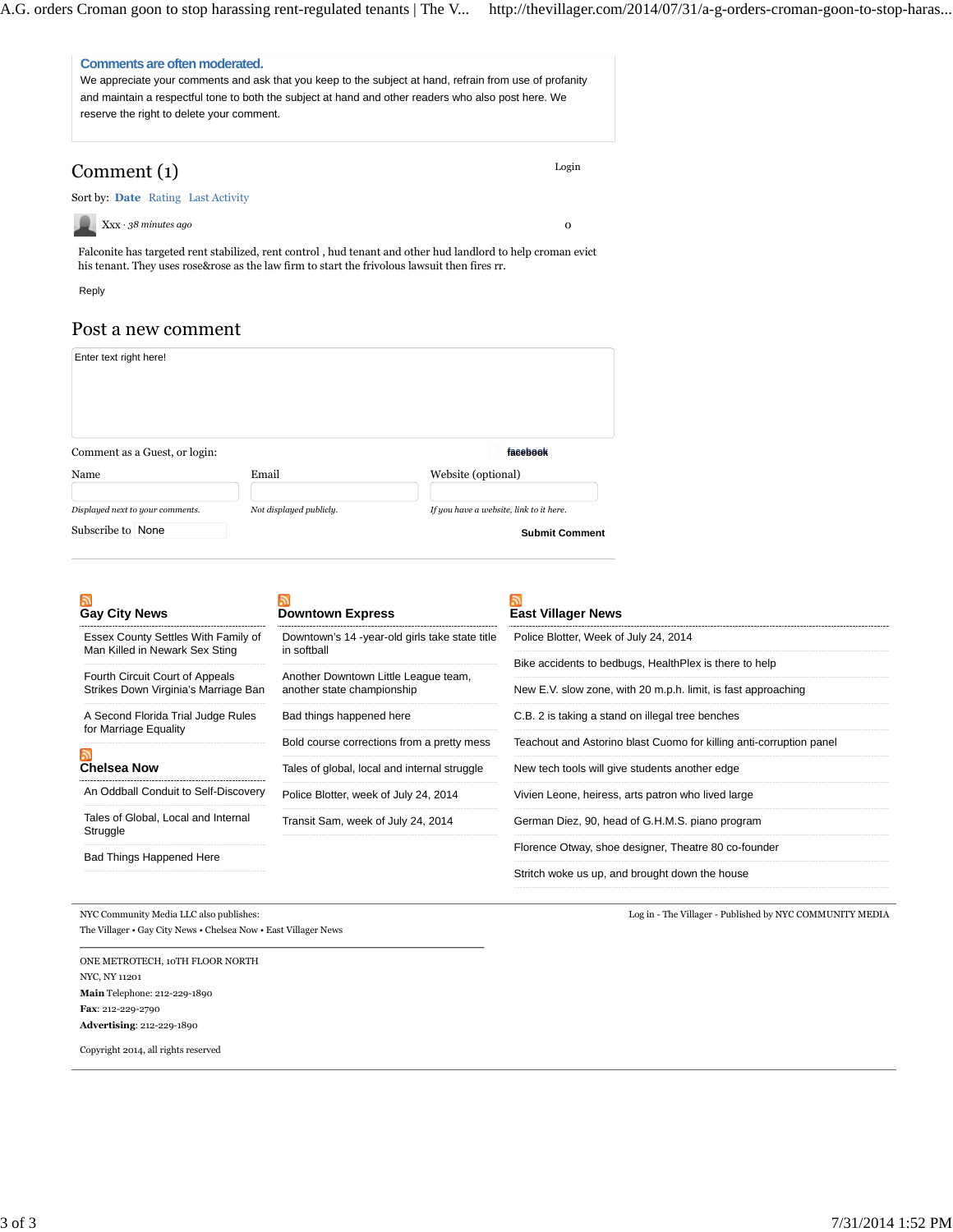**Comments are often moderated.**

We appreciate your comments and ask that you keep to the subject at hand, refrain from use of profanity and maintain a respectful tone to both the subject at hand and other readers who also post here. We reserve the right to delete your comment.

## Comment (1)

Login

Sort by: **Date** Rating Last Activity

Xxx · *38 minutes ago* 0

Falconite has targeted rent stabilized, rent control , hud tenant and other hud landlord to help croman evict his tenant. They uses rose&rose as the law firm to start the frivolous lawsuit then fires rr.

Reply

## Post a new comment

Enter text right here!

Comment as a Guest, or login: facebook

Name — *Displayed next to your comments.*

Email — *Not displayed publicly.*

Website (optional) — *If you have a website, link to it here.*

Subscribe to None

**Submit Comment**

### Gay City News

- Essex County Settles With Family of Man Killed in Newark Sex Sting
- Fourth Circuit Court of Appeals Strikes Down Virginia's Marriage Ban
- A Second Florida Trial Judge Rules for Marriage Equality

### Chelsea Now

- An Oddball Conduit to Self-Discovery
- Tales of Global, Local and Internal Struggle
- Bad Things Happened Here

### Downtown Express

- Downtown's 14 -year-old girls take state title in softball
- Another Downtown Little League team, another state championship
- Bad things happened here
- Bold course corrections from a pretty mess
- Tales of global, local and internal struggle
- Police Blotter, week of July 24, 2014
- Transit Sam, week of July 24, 2014

### East Villager News

- Police Blotter, Week of July 24, 2014
- Bike accidents to bedbugs, HealthPlex is there to help
- New E.V. slow zone, with 20 m.p.h. limit, is fast approaching
- C.B. 2 is taking a stand on illegal tree benches
- Teachout and Astorino blast Cuomo for killing anti-corruption panel
- New tech tools will give students another edge
- Vivien Leone, heiress, arts patron who lived large
- German Diez, 90, head of G.H.M.S. piano program
- Florence Otway, shoe designer, Theatre 80 co-founder
- Stritch woke us up, and brought down the house

NYC Community Media LLC also publishes:
The Villager • Gay City News • Chelsea Now • East Villager News

Log in - The Villager - Published by NYC COMMUNITY MEDIA

ONE METROTECH, 10TH FLOOR NORTH
NYC, NY 11201
**Main** Telephone: 212-229-1890
**Fax**: 212-229-2790
**Advertising**: 212-229-1890

Copyright 2014, all rights reserved